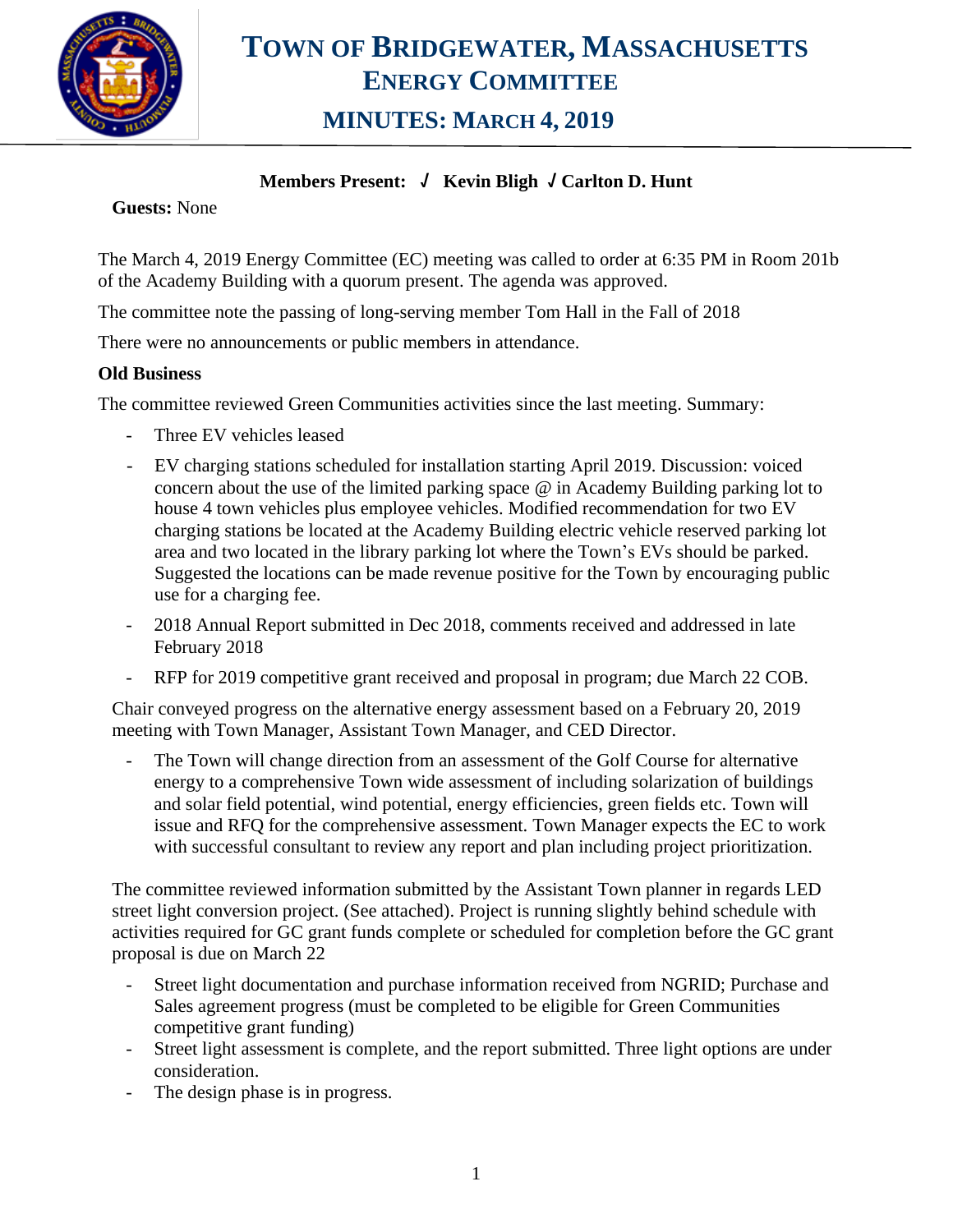# TOWN OF BRIDGEWATER, MASSACHUSETTS
## ENERGY COMMITTEE
## MINUTES: MARCH 4, 2019

**Members Present: ✓ Kevin Bligh ✓ Carlton D. Hunt**

**Guests:** None

The March 4, 2019 Energy Committee (EC) meeting was called to order at 6:35 PM in Room 201b of the Academy Building with a quorum present. The agenda was approved.

The committee note the passing of long-serving member Tom Hall in the Fall of 2018

There were no announcements or public members in attendance.

**Old Business**

The committee reviewed Green Communities activities since the last meeting. Summary:

- Three EV vehicles leased
- EV charging stations scheduled for installation starting April 2019. Discussion: voiced concern about the use of the limited parking space @ in Academy Building parking lot to house 4 town vehicles plus employee vehicles. Modified recommendation for two EV charging stations be located at the Academy Building electric vehicle reserved parking lot area and two located in the library parking lot where the Town's EVs should be parked. Suggested the locations can be made revenue positive for the Town by encouraging public use for a charging fee.
- 2018 Annual Report submitted in Dec 2018, comments received and addressed in late February 2018
- RFP for 2019 competitive grant received and proposal in program; due March 22 COB.

Chair conveyed progress on the alternative energy assessment based on a February 20, 2019 meeting with Town Manager, Assistant Town Manager, and CED Director.

- The Town will change direction from an assessment of the Golf Course for alternative energy to a comprehensive Town wide assessment of including solarization of buildings and solar field potential, wind potential, energy efficiencies, green fields etc. Town will issue and RFQ for the comprehensive assessment. Town Manager expects the EC to work with successful consultant to review any report and plan including project prioritization.

The committee reviewed information submitted by the Assistant Town planner in regards LED street light conversion project. (See attached). Project is running slightly behind schedule with activities required for GC grant funds complete or scheduled for completion before the GC grant proposal is due on March 22

- Street light documentation and purchase information received from NGRID; Purchase and Sales agreement progress (must be completed to be eligible for Green Communities competitive grant funding)
- Street light assessment is complete, and the report submitted. Three light options are under consideration.
- The design phase is in progress.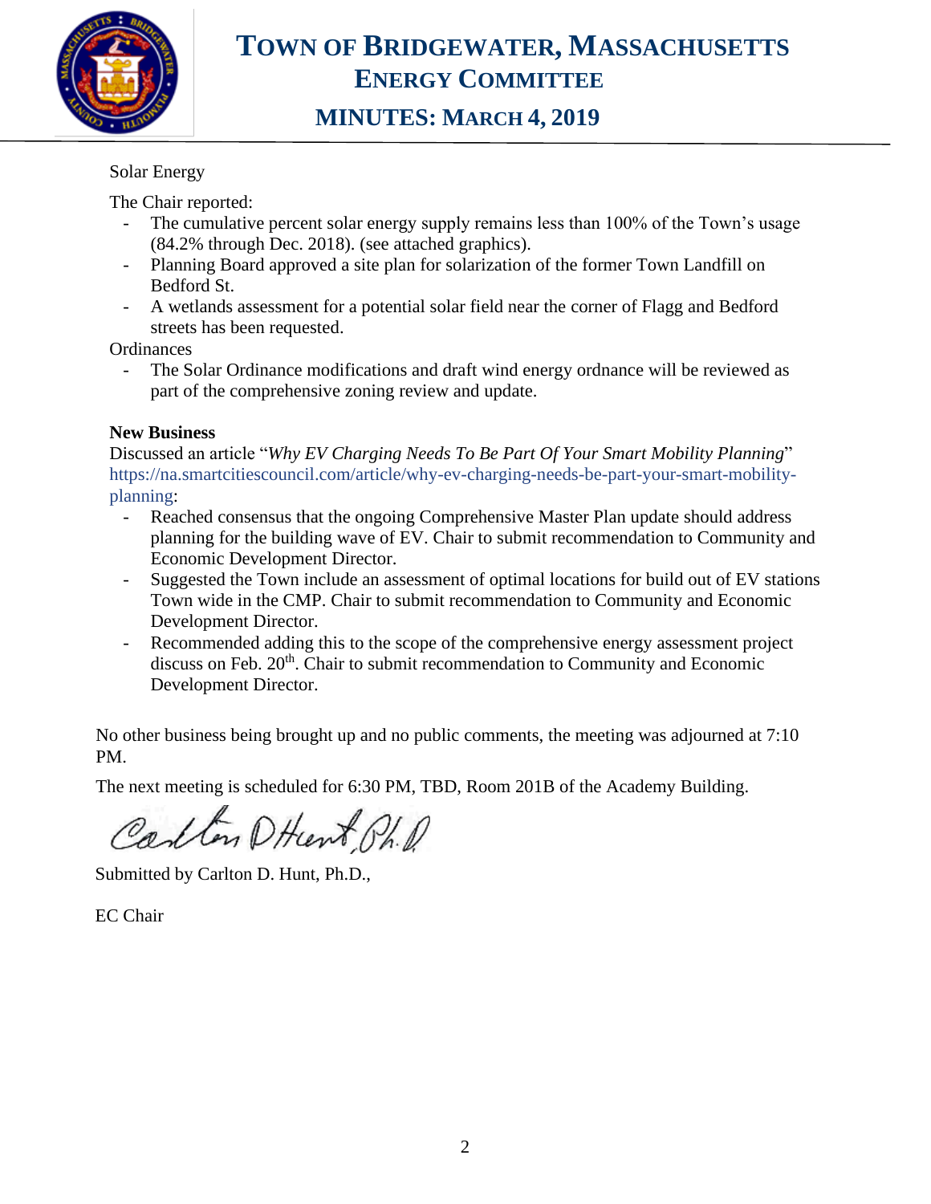# TOWN OF BRIDGEWATER, MASSACHUSETTS
## ENERGY COMMITTEE
## MINUTES: MARCH 4, 2019

Solar Energy

The Chair reported:

- The cumulative percent solar energy supply remains less than 100% of the Town's usage (84.2% through Dec. 2018). (see attached graphics).
- Planning Board approved a site plan for solarization of the former Town Landfill on Bedford St.
- A wetlands assessment for a potential solar field near the corner of Flagg and Bedford streets has been requested.

Ordinances

- The Solar Ordinance modifications and draft wind energy ordnance will be reviewed as part of the comprehensive zoning review and update.

**New Business**

Discussed an article "*Why EV Charging Needs To Be Part Of Your Smart Mobility Planning*" https://na.smartcitiescouncil.com/article/why-ev-charging-needs-be-part-your-smart-mobility-planning:

- Reached consensus that the ongoing Comprehensive Master Plan update should address planning for the building wave of EV. Chair to submit recommendation to Community and Economic Development Director.
- Suggested the Town include an assessment of optimal locations for build out of EV stations Town wide in the CMP. Chair to submit recommendation to Community and Economic Development Director.
- Recommended adding this to the scope of the comprehensive energy assessment project discuss on Feb. 20th. Chair to submit recommendation to Community and Economic Development Director.

No other business being brought up and no public comments, the meeting was adjourned at 7:10 PM.

The next meeting is scheduled for 6:30 PM, TBD, Room 201B of the Academy Building.

Carlton D Hunt, Ph.D.

Submitted by Carlton D. Hunt, Ph.D.,

EC Chair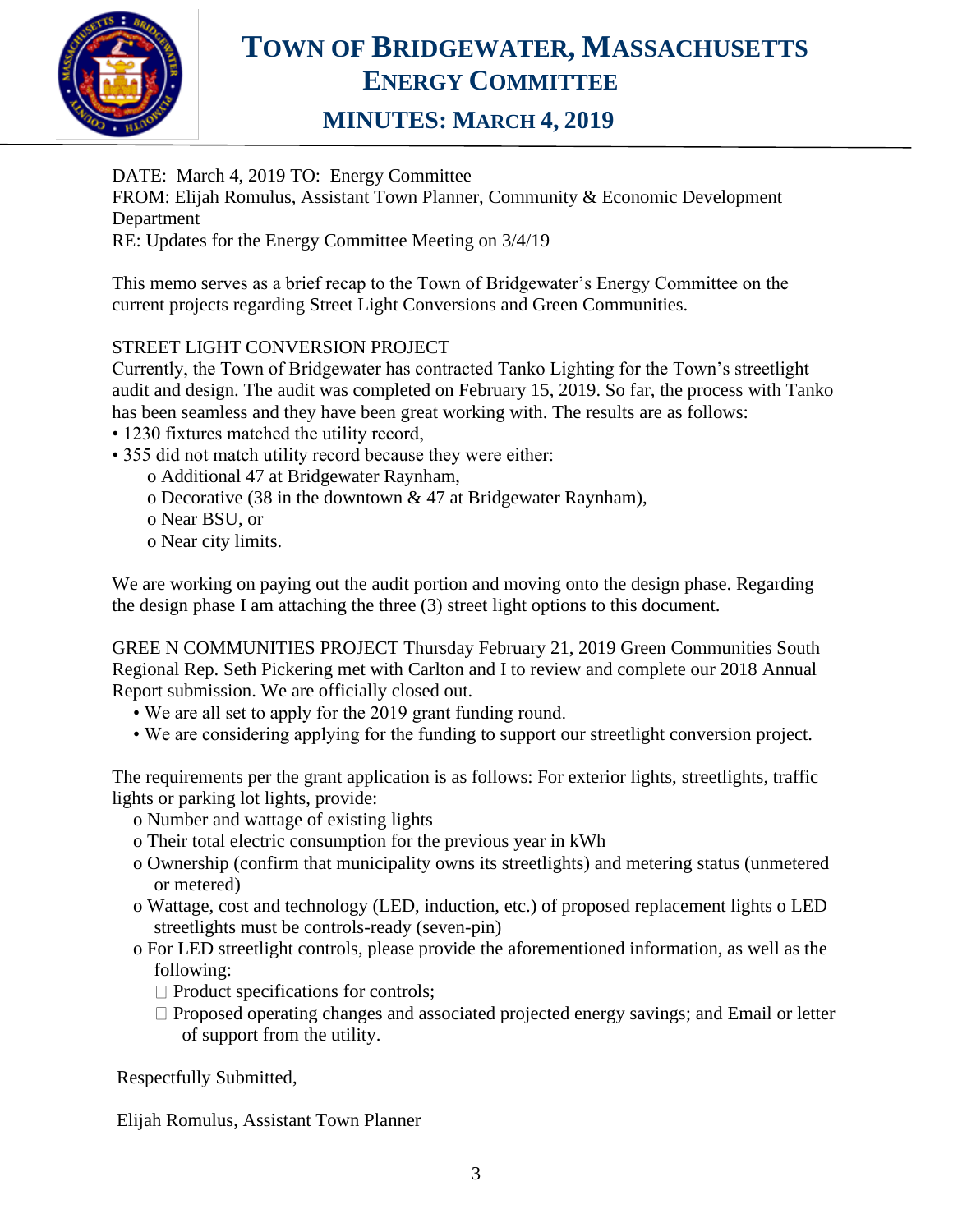# TOWN OF BRIDGEWATER, MASSACHUSETTS
## ENERGY COMMITTEE
## MINUTES: MARCH 4, 2019

DATE: March 4, 2019 TO: Energy Committee
FROM: Elijah Romulus, Assistant Town Planner, Community & Economic Development Department
RE: Updates for the Energy Committee Meeting on 3/4/19

This memo serves as a brief recap to the Town of Bridgewater's Energy Committee on the current projects regarding Street Light Conversions and Green Communities.

STREET LIGHT CONVERSION PROJECT
Currently, the Town of Bridgewater has contracted Tanko Lighting for the Town's streetlight audit and design. The audit was completed on February 15, 2019. So far, the process with Tanko has been seamless and they have been great working with. The results are as follows:

- 1230 fixtures matched the utility record,
- 355 did not match utility record because they were either:
  - o Additional 47 at Bridgewater Raynham,
  - o Decorative (38 in the downtown & 47 at Bridgewater Raynham),
  - o Near BSU, or
  - o Near city limits.

We are working on paying out the audit portion and moving onto the design phase. Regarding the design phase I am attaching the three (3) street light options to this document.

GREE N COMMUNITIES PROJECT Thursday February 21, 2019 Green Communities South Regional Rep. Seth Pickering met with Carlton and I to review and complete our 2018 Annual Report submission. We are officially closed out.

- We are all set to apply for the 2019 grant funding round.
- We are considering applying for the funding to support our streetlight conversion project.

The requirements per the grant application is as follows: For exterior lights, streetlights, traffic lights or parking lot lights, provide:

- o Number and wattage of existing lights
- o Their total electric consumption for the previous year in kWh
- o Ownership (confirm that municipality owns its streetlights) and metering status (unmetered or metered)
- o Wattage, cost and technology (LED, induction, etc.) of proposed replacement lights o LED streetlights must be controls-ready (seven-pin)
- o For LED streetlight controls, please provide the aforementioned information, as well as the following:
  - Product specifications for controls;
  - Proposed operating changes and associated projected energy savings; and Email or letter of support from the utility.

Respectfully Submitted,

Elijah Romulus, Assistant Town Planner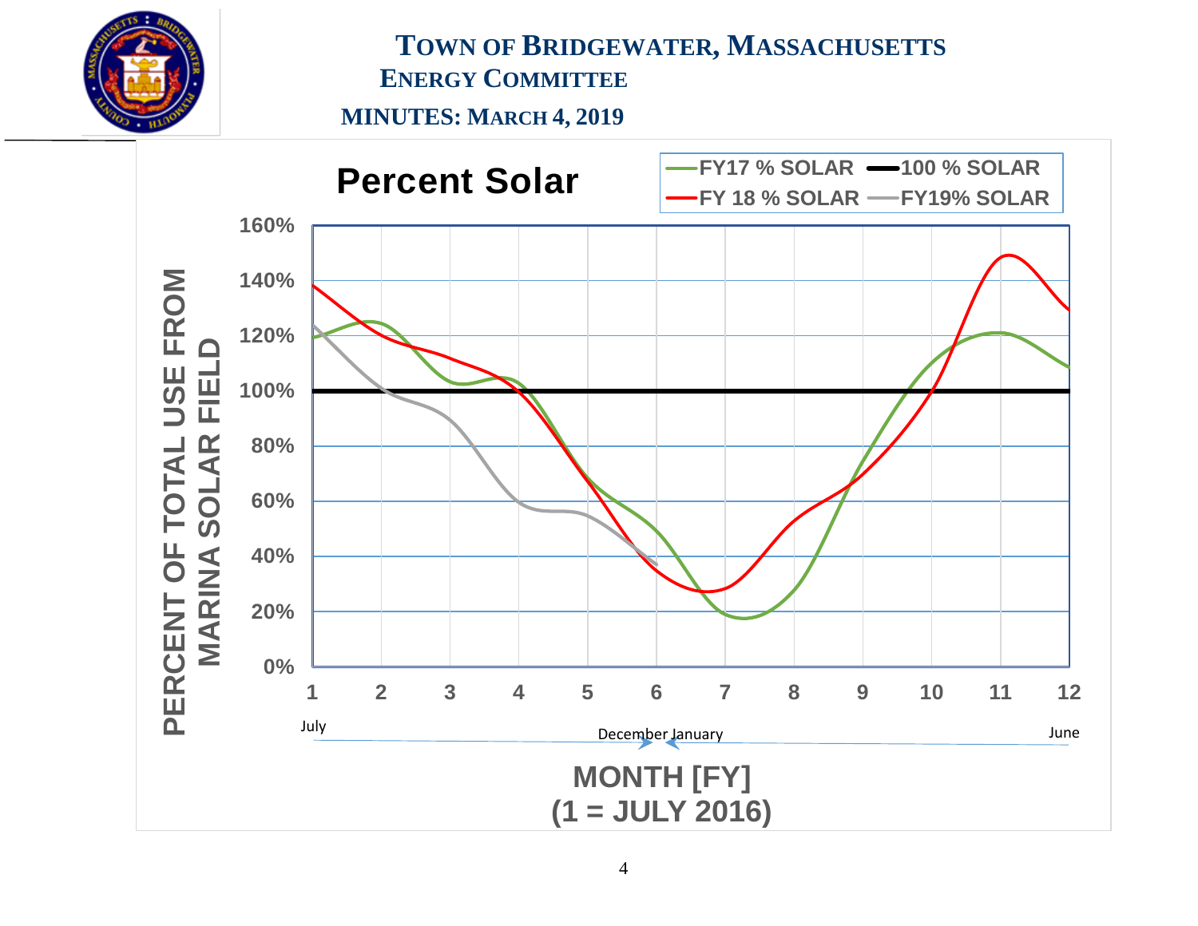**Percent Solar**

FY17 % SOLAR — 100 % SOLAR — FY 18 % SOLAR — FY19% SOLAR

PERCENT OF TOTAL USE FROM MARINA SOLAR FIELD

160%, 140%, 120%, 100%, 80%, 60%, 40%, 20%, 0%

1 2 3 4 5 6 7 8 9 10 11 12

July — December | January — June

MONTH [FY]
(1 = JULY 2016)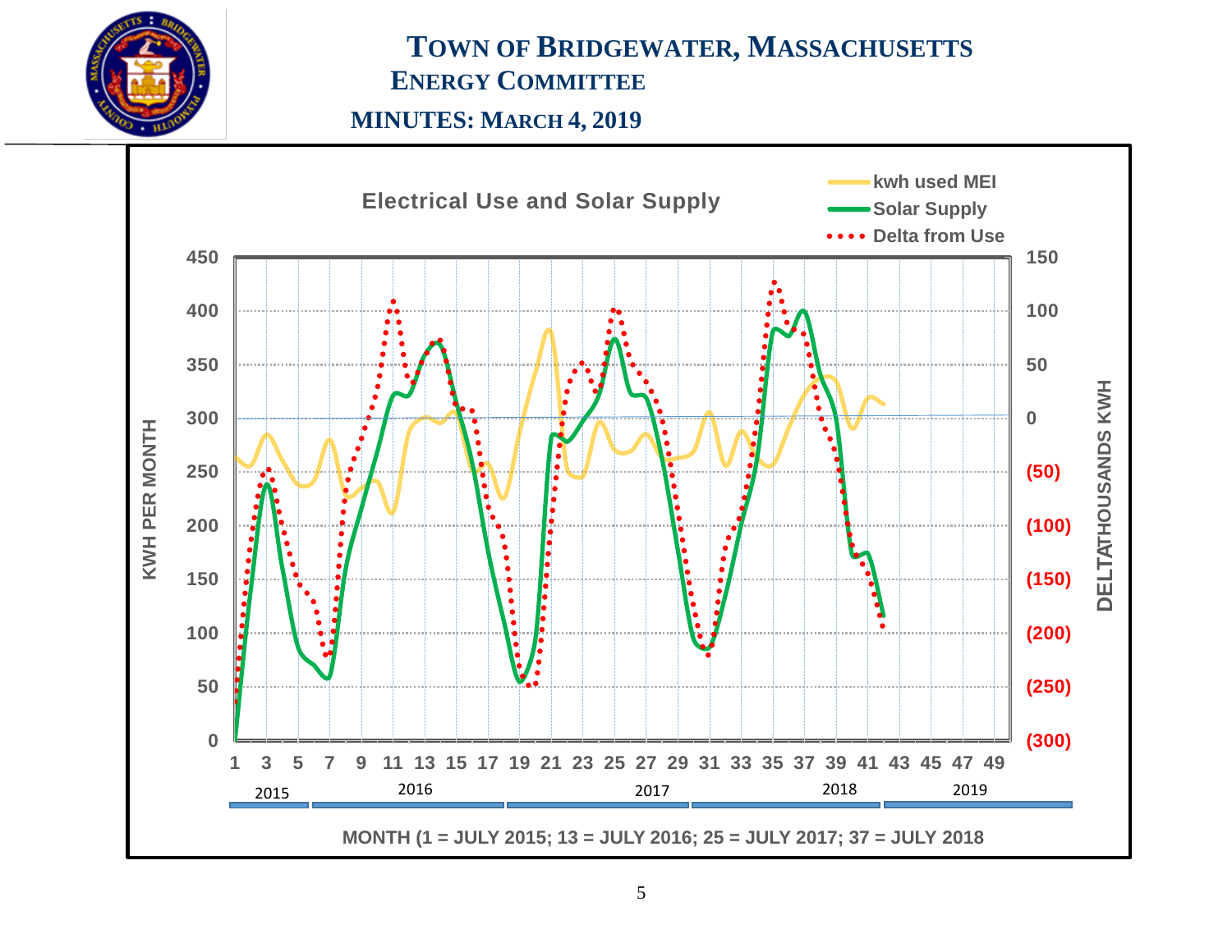# TOWN OF BRIDGEWATER, MASSACHUSETTS

## ENERGY COMMITTEE

### MINUTES: MARCH 4, 2019

**Electrical Use and Solar Supply**

- kwh used MEI
- Solar Supply
- Delta from Use

KWH PER MONTH

DELTATHOUSANDS KWH

2015 | 2016 | 2017 | 2018 | 2019

MONTH (1 = JULY 2015; 13 = JULY 2016; 25 = JULY 2017; 37 = JULY 2018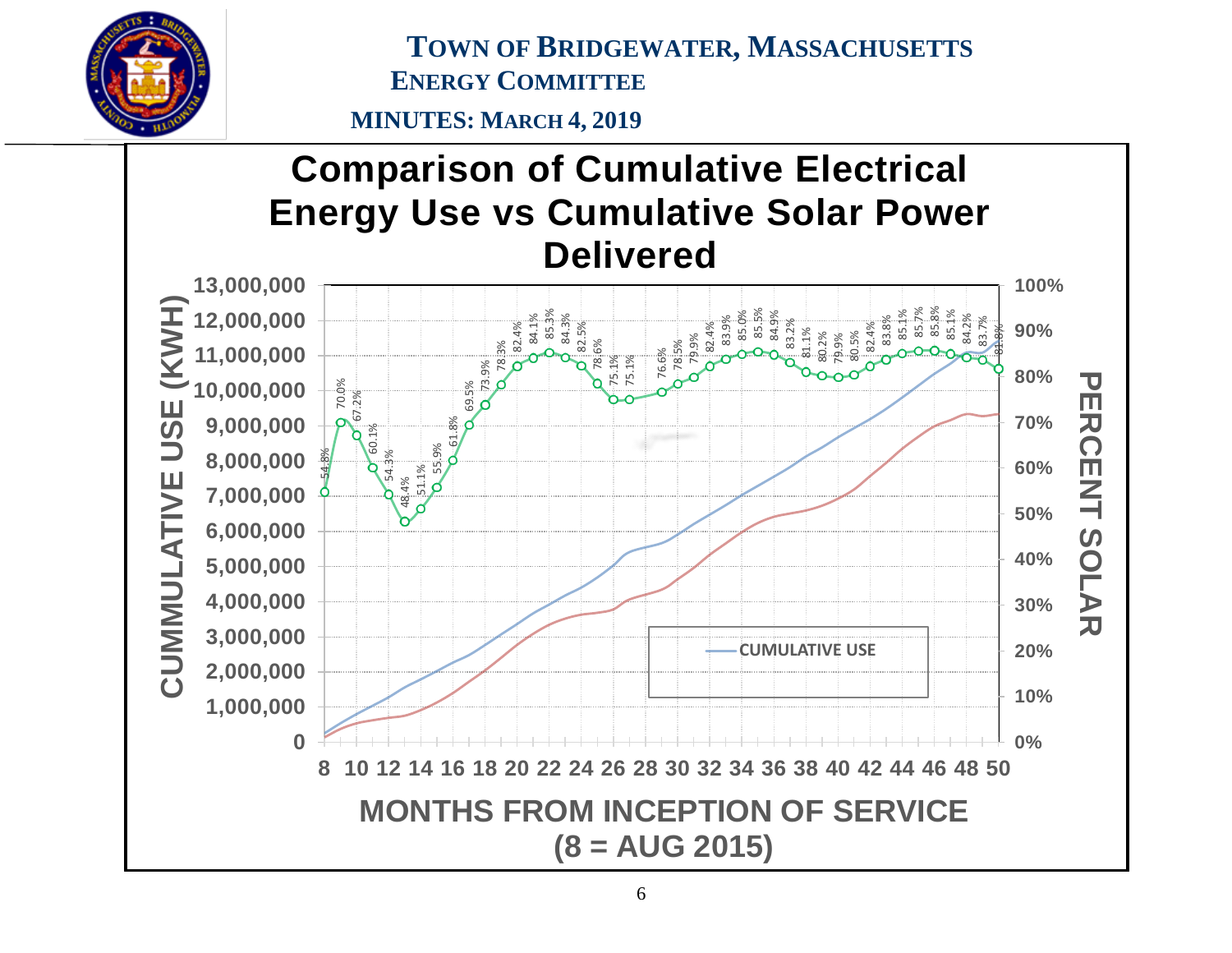# TOWN OF BRIDGEWATER, MASSACHUSETTS

## ENERGY COMMITTEE

### MINUTES: MARCH 4, 2019

**Comparison of Cumulative Electrical Energy Use vs Cumulative Solar Power Delivered**

CUMMULATIVE USE (KWH)

13,000,000
12,000,000
11,000,000
10,000,000
9,000,000
8,000,000
7,000,000
6,000,000
5,000,000
4,000,000
3,000,000
2,000,000
1,000,000
0

PERCENT SOLAR

100%
90%
80%
70%
60%
50%
40%
30%
20%
10%
0%

54.8% 70.0% 67.2% 60.1% 54.3% 48.4% 51.1% 55.9% 61.8% 69.5% 73.9% 78.3% 82.4% 84.1% 85.3% 84.3% 82.5% 78.6% 75.1% 75.1% 76.6% 78.5% 79.9% 82.4% 83.9% 85.0% 85.5% 84.9% 83.2% 81.1% 80.2% 79.9% 80.5% 82.4% 83.8% 85.1% 85.7% 85.8% 85.1% 84.2% 83.7% 81.8%

CUMULATIVE USE

8 10 12 14 16 18 20 22 24 26 28 30 32 34 36 38 40 42 44 46 48 50

MONTHS FROM INCEPTION OF SERVICE (8 = AUG 2015)